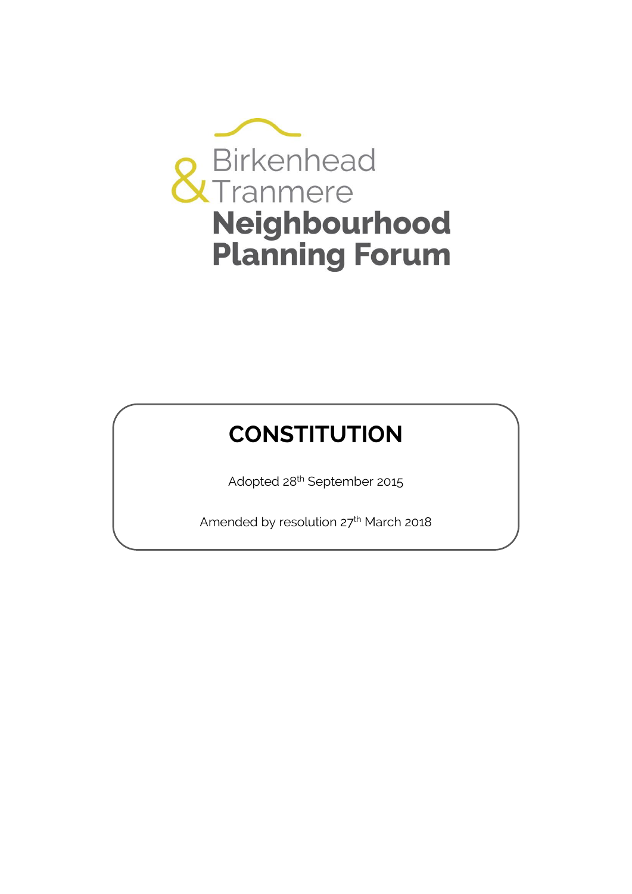Birkenhead & Tranmere

**Neighbourhood Planning Forum**

# CONSTITUTION

Adopted 28th September 2015

Amended by resolution 27th March 2018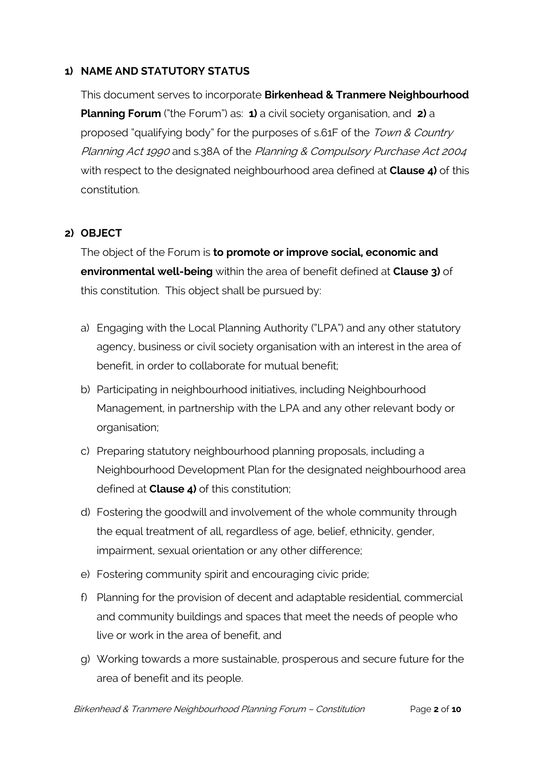## 1) NAME AND STATUTORY STATUS

This document serves to incorporate **Birkenhead & Tranmere Neighbourhood Planning Forum** ("the Forum") as: **1)** a civil society organisation, and **2)** a proposed "qualifying body" for the purposes of s.61F of the *Town & Country Planning Act 1990* and s.38A of the *Planning & Compulsory Purchase Act 2004* with respect to the designated neighbourhood area defined at **Clause 4)** of this constitution.

## 2) OBJECT

The object of the Forum is **to promote or improve social, economic and environmental well-being** within the area of benefit defined at **Clause 3)** of this constitution. This object shall be pursued by:

a) Engaging with the Local Planning Authority ("LPA") and any other statutory agency, business or civil society organisation with an interest in the area of benefit, in order to collaborate for mutual benefit;

b) Participating in neighbourhood initiatives, including Neighbourhood Management, in partnership with the LPA and any other relevant body or organisation;

c) Preparing statutory neighbourhood planning proposals, including a Neighbourhood Development Plan for the designated neighbourhood area defined at **Clause 4)** of this constitution;

d) Fostering the goodwill and involvement of the whole community through the equal treatment of all, regardless of age, belief, ethnicity, gender, impairment, sexual orientation or any other difference;

e) Fostering community spirit and encouraging civic pride;

f) Planning for the provision of decent and adaptable residential, commercial and community buildings and spaces that meet the needs of people who live or work in the area of benefit, and

g) Working towards a more sustainable, prosperous and secure future for the area of benefit and its people.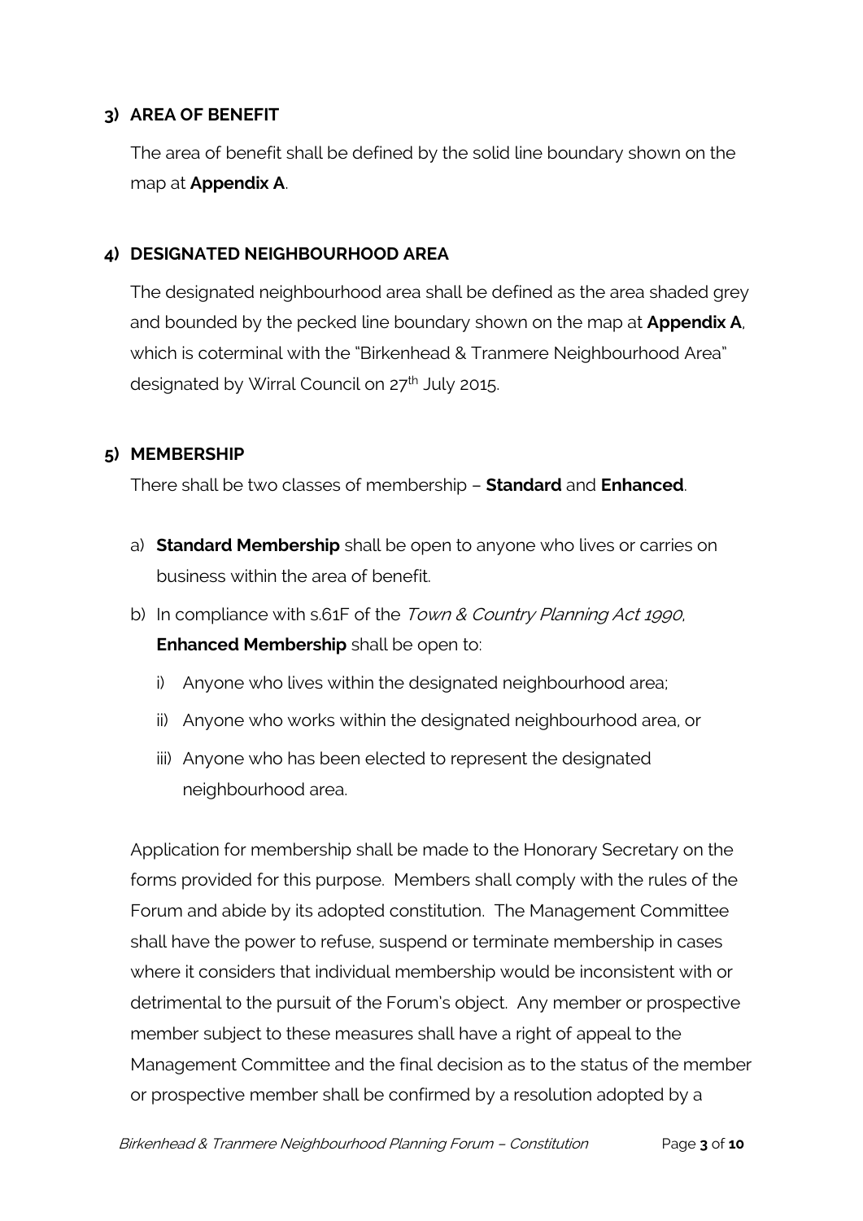## 3) AREA OF BENEFIT

The area of benefit shall be defined by the solid line boundary shown on the map at **Appendix A**.

## 4) DESIGNATED NEIGHBOURHOOD AREA

The designated neighbourhood area shall be defined as the area shaded grey and bounded by the pecked line boundary shown on the map at **Appendix A**, which is coterminal with the "Birkenhead & Tranmere Neighbourhood Area" designated by Wirral Council on 27th July 2015.

## 5) MEMBERSHIP

There shall be two classes of membership – **Standard** and **Enhanced**.

a) **Standard Membership** shall be open to anyone who lives or carries on business within the area of benefit.

b) In compliance with s.61F of the *Town & Country Planning Act 1990*, **Enhanced Membership** shall be open to:

   i) Anyone who lives within the designated neighbourhood area;

   ii) Anyone who works within the designated neighbourhood area, or

   iii) Anyone who has been elected to represent the designated neighbourhood area.

Application for membership shall be made to the Honorary Secretary on the forms provided for this purpose. Members shall comply with the rules of the Forum and abide by its adopted constitution. The Management Committee shall have the power to refuse, suspend or terminate membership in cases where it considers that individual membership would be inconsistent with or detrimental to the pursuit of the Forum's object. Any member or prospective member subject to these measures shall have a right of appeal to the Management Committee and the final decision as to the status of the member or prospective member shall be confirmed by a resolution adopted by a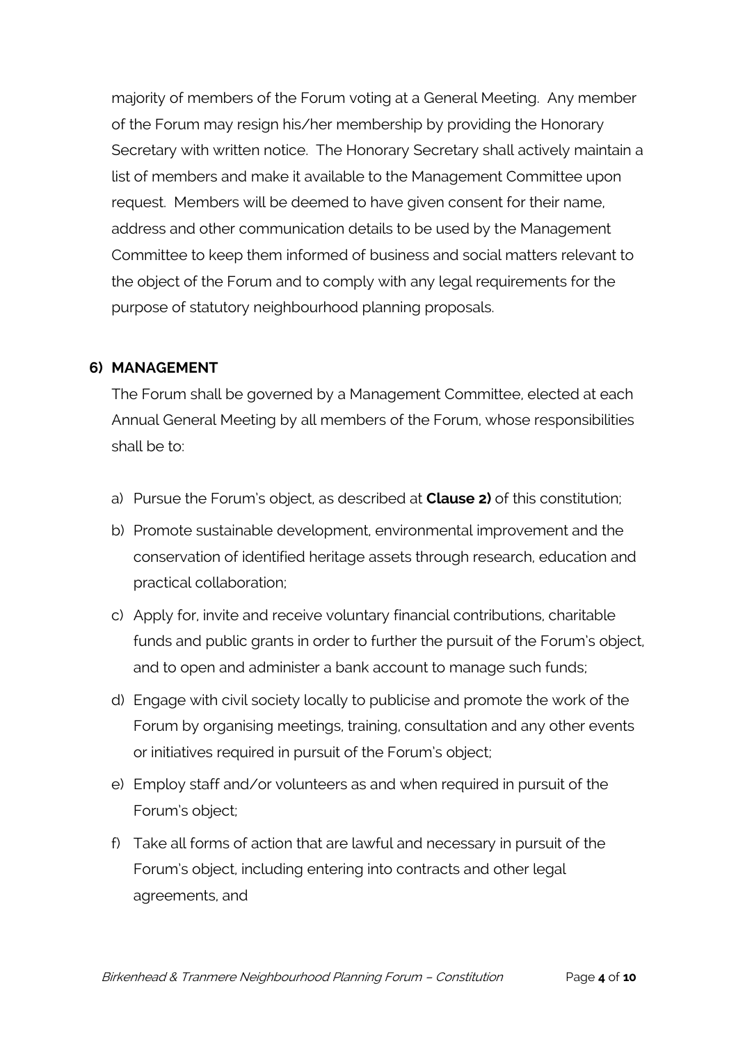majority of members of the Forum voting at a General Meeting. Any member of the Forum may resign his/her membership by providing the Honorary Secretary with written notice. The Honorary Secretary shall actively maintain a list of members and make it available to the Management Committee upon request. Members will be deemed to have given consent for their name, address and other communication details to be used by the Management Committee to keep them informed of business and social matters relevant to the object of the Forum and to comply with any legal requirements for the purpose of statutory neighbourhood planning proposals.

## 6) MANAGEMENT

The Forum shall be governed by a Management Committee, elected at each Annual General Meeting by all members of the Forum, whose responsibilities shall be to:

a) Pursue the Forum's object, as described at **Clause 2)** of this constitution;

b) Promote sustainable development, environmental improvement and the conservation of identified heritage assets through research, education and practical collaboration;

c) Apply for, invite and receive voluntary financial contributions, charitable funds and public grants in order to further the pursuit of the Forum's object, and to open and administer a bank account to manage such funds;

d) Engage with civil society locally to publicise and promote the work of the Forum by organising meetings, training, consultation and any other events or initiatives required in pursuit of the Forum's object;

e) Employ staff and/or volunteers as and when required in pursuit of the Forum's object;

f) Take all forms of action that are lawful and necessary in pursuit of the Forum's object, including entering into contracts and other legal agreements, and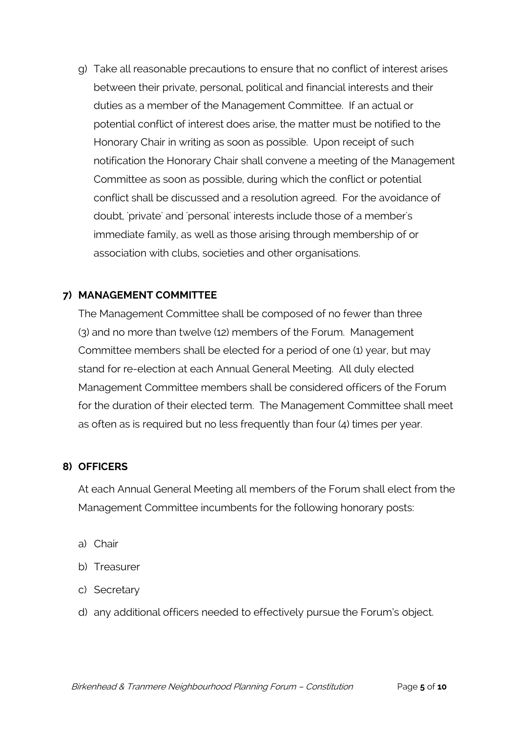g) Take all reasonable precautions to ensure that no conflict of interest arises between their private, personal, political and financial interests and their duties as a member of the Management Committee. If an actual or potential conflict of interest does arise, the matter must be notified to the Honorary Chair in writing as soon as possible. Upon receipt of such notification the Honorary Chair shall convene a meeting of the Management Committee as soon as possible, during which the conflict or potential conflict shall be discussed and a resolution agreed. For the avoidance of doubt, 'private' and 'personal' interests include those of a member's immediate family, as well as those arising through membership of or association with clubs, societies and other organisations.

## 7) MANAGEMENT COMMITTEE

The Management Committee shall be composed of no fewer than three (3) and no more than twelve (12) members of the Forum. Management Committee members shall be elected for a period of one (1) year, but may stand for re-election at each Annual General Meeting. All duly elected Management Committee members shall be considered officers of the Forum for the duration of their elected term. The Management Committee shall meet as often as is required but no less frequently than four (4) times per year.

## 8) OFFICERS

At each Annual General Meeting all members of the Forum shall elect from the Management Committee incumbents for the following honorary posts:

a) Chair

b) Treasurer

c) Secretary

d) any additional officers needed to effectively pursue the Forum's object.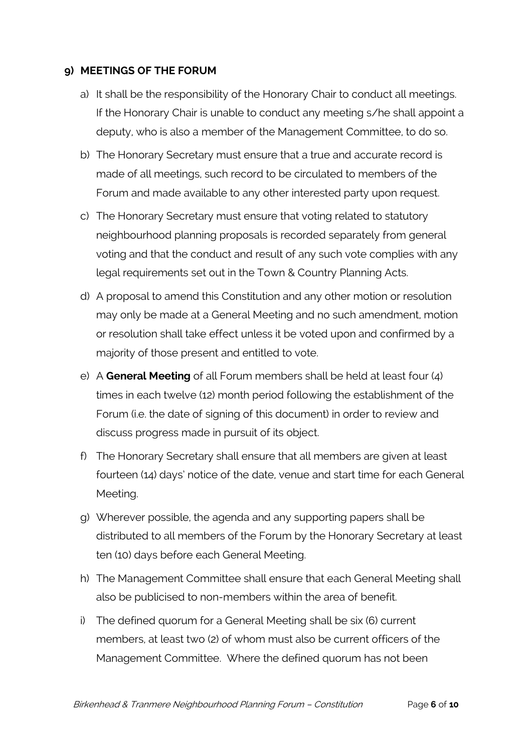## 9) MEETINGS OF THE FORUM

a) It shall be the responsibility of the Honorary Chair to conduct all meetings. If the Honorary Chair is unable to conduct any meeting s/he shall appoint a deputy, who is also a member of the Management Committee, to do so.

b) The Honorary Secretary must ensure that a true and accurate record is made of all meetings, such record to be circulated to members of the Forum and made available to any other interested party upon request.

c) The Honorary Secretary must ensure that voting related to statutory neighbourhood planning proposals is recorded separately from general voting and that the conduct and result of any such vote complies with any legal requirements set out in the Town & Country Planning Acts.

d) A proposal to amend this Constitution and any other motion or resolution may only be made at a General Meeting and no such amendment, motion or resolution shall take effect unless it be voted upon and confirmed by a majority of those present and entitled to vote.

e) A **General Meeting** of all Forum members shall be held at least four (4) times in each twelve (12) month period following the establishment of the Forum (i.e. the date of signing of this document) in order to review and discuss progress made in pursuit of its object.

f) The Honorary Secretary shall ensure that all members are given at least fourteen (14) days' notice of the date, venue and start time for each General Meeting.

g) Wherever possible, the agenda and any supporting papers shall be distributed to all members of the Forum by the Honorary Secretary at least ten (10) days before each General Meeting.

h) The Management Committee shall ensure that each General Meeting shall also be publicised to non-members within the area of benefit.

i) The defined quorum for a General Meeting shall be six (6) current members, at least two (2) of whom must also be current officers of the Management Committee. Where the defined quorum has not been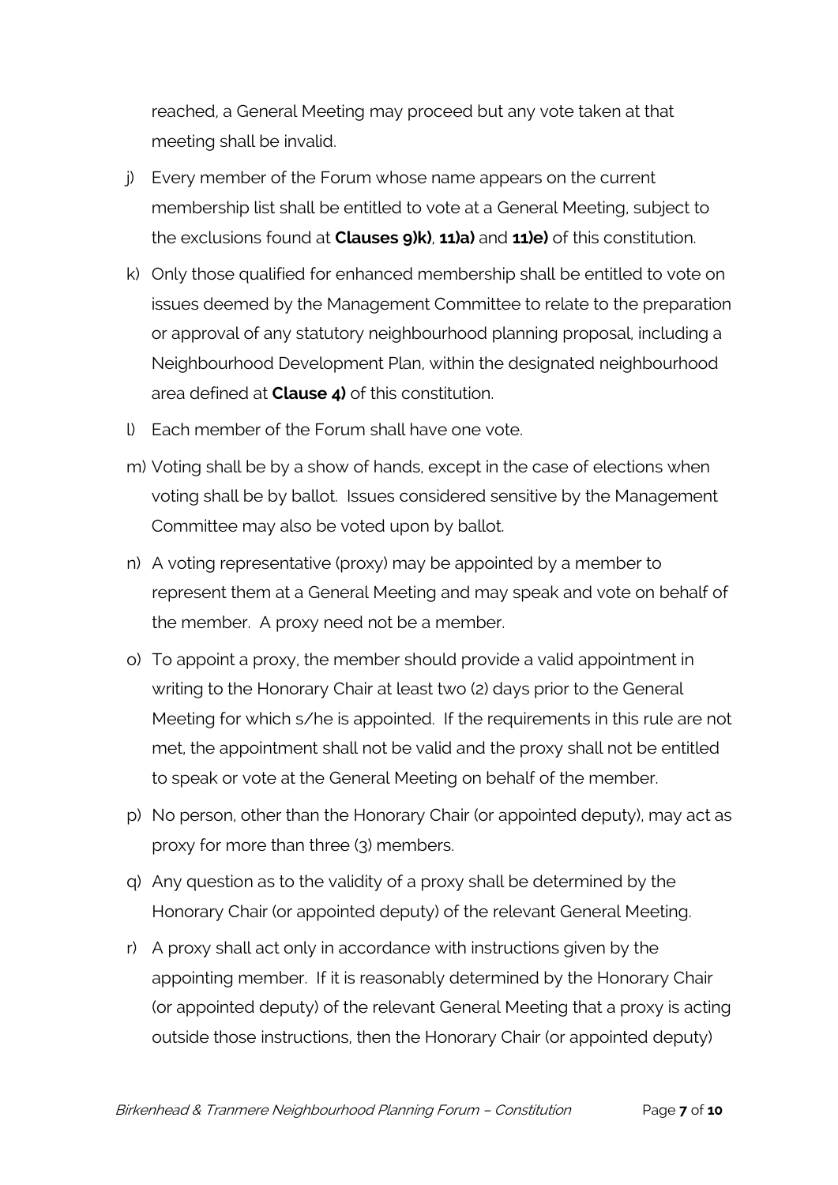reached, a General Meeting may proceed but any vote taken at that meeting shall be invalid.

j) Every member of the Forum whose name appears on the current membership list shall be entitled to vote at a General Meeting, subject to the exclusions found at **Clauses 9)k)**, **11)a)** and **11)e)** of this constitution.

k) Only those qualified for enhanced membership shall be entitled to vote on issues deemed by the Management Committee to relate to the preparation or approval of any statutory neighbourhood planning proposal, including a Neighbourhood Development Plan, within the designated neighbourhood area defined at **Clause 4)** of this constitution.

l) Each member of the Forum shall have one vote.

m) Voting shall be by a show of hands, except in the case of elections when voting shall be by ballot. Issues considered sensitive by the Management Committee may also be voted upon by ballot.

n) A voting representative (proxy) may be appointed by a member to represent them at a General Meeting and may speak and vote on behalf of the member. A proxy need not be a member.

o) To appoint a proxy, the member should provide a valid appointment in writing to the Honorary Chair at least two (2) days prior to the General Meeting for which s/he is appointed. If the requirements in this rule are not met, the appointment shall not be valid and the proxy shall not be entitled to speak or vote at the General Meeting on behalf of the member.

p) No person, other than the Honorary Chair (or appointed deputy), may act as proxy for more than three (3) members.

q) Any question as to the validity of a proxy shall be determined by the Honorary Chair (or appointed deputy) of the relevant General Meeting.

r) A proxy shall act only in accordance with instructions given by the appointing member. If it is reasonably determined by the Honorary Chair (or appointed deputy) of the relevant General Meeting that a proxy is acting outside those instructions, then the Honorary Chair (or appointed deputy)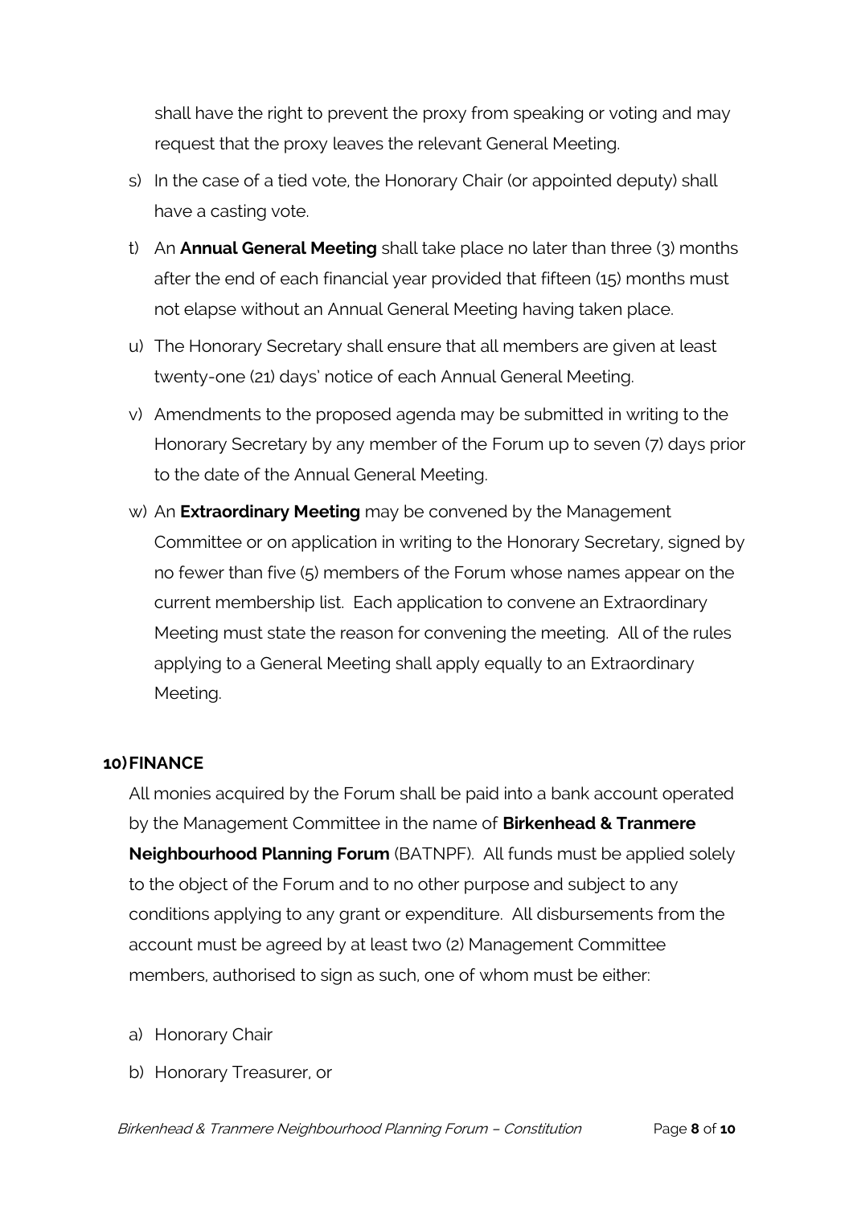shall have the right to prevent the proxy from speaking or voting and may request that the proxy leaves the relevant General Meeting.

s) In the case of a tied vote, the Honorary Chair (or appointed deputy) shall have a casting vote.

t) An **Annual General Meeting** shall take place no later than three (3) months after the end of each financial year provided that fifteen (15) months must not elapse without an Annual General Meeting having taken place.

u) The Honorary Secretary shall ensure that all members are given at least twenty-one (21) days' notice of each Annual General Meeting.

v) Amendments to the proposed agenda may be submitted in writing to the Honorary Secretary by any member of the Forum up to seven (7) days prior to the date of the Annual General Meeting.

w) An **Extraordinary Meeting** may be convened by the Management Committee or on application in writing to the Honorary Secretary, signed by no fewer than five (5) members of the Forum whose names appear on the current membership list. Each application to convene an Extraordinary Meeting must state the reason for convening the meeting. All of the rules applying to a General Meeting shall apply equally to an Extraordinary Meeting.

## 10) FINANCE

All monies acquired by the Forum shall be paid into a bank account operated by the Management Committee in the name of **Birkenhead & Tranmere Neighbourhood Planning Forum** (BATNPF). All funds must be applied solely to the object of the Forum and to no other purpose and subject to any conditions applying to any grant or expenditure. All disbursements from the account must be agreed by at least two (2) Management Committee members, authorised to sign as such, one of whom must be either:

a) Honorary Chair

b) Honorary Treasurer, or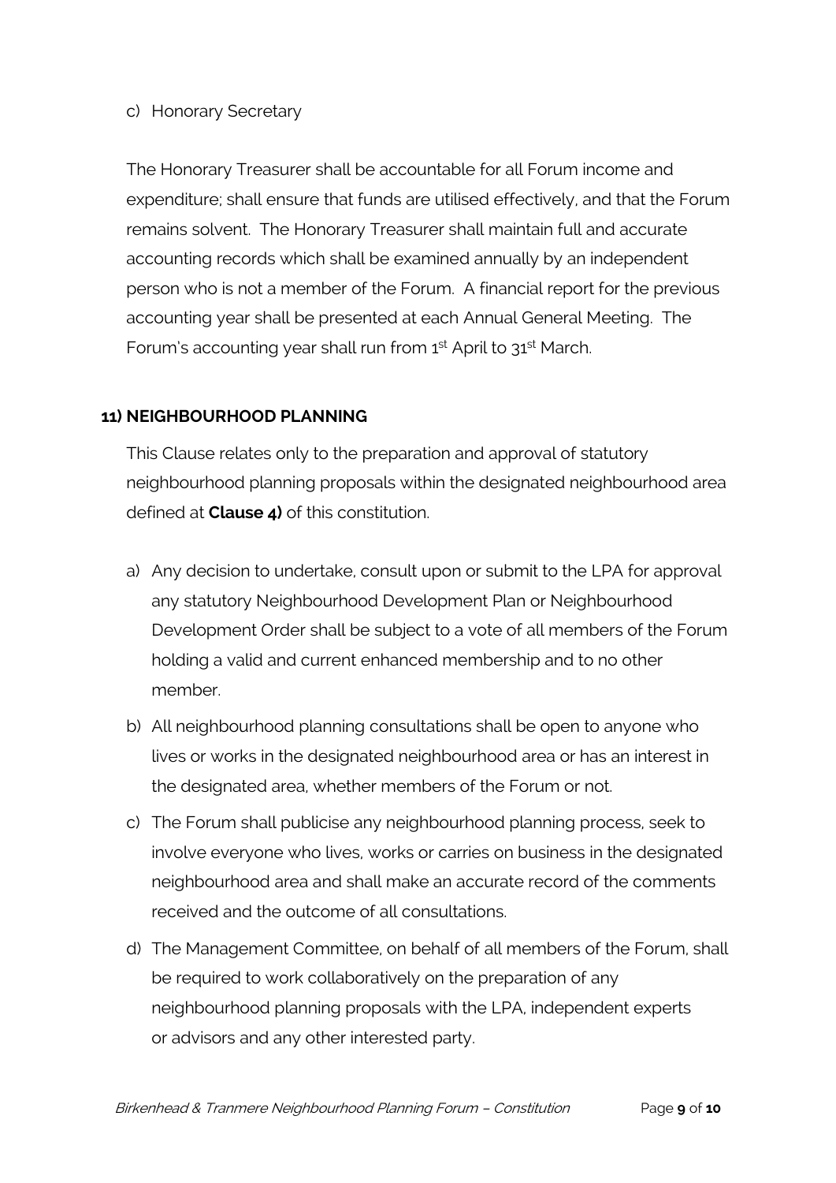c) Honorary Secretary

The Honorary Treasurer shall be accountable for all Forum income and expenditure; shall ensure that funds are utilised effectively, and that the Forum remains solvent. The Honorary Treasurer shall maintain full and accurate accounting records which shall be examined annually by an independent person who is not a member of the Forum. A financial report for the previous accounting year shall be presented at each Annual General Meeting. The Forum's accounting year shall run from 1st April to 31st March.

**11) NEIGHBOURHOOD PLANNING**

This Clause relates only to the preparation and approval of statutory neighbourhood planning proposals within the designated neighbourhood area defined at **Clause 4)** of this constitution.

a) Any decision to undertake, consult upon or submit to the LPA for approval any statutory Neighbourhood Development Plan or Neighbourhood Development Order shall be subject to a vote of all members of the Forum holding a valid and current enhanced membership and to no other member.

b) All neighbourhood planning consultations shall be open to anyone who lives or works in the designated neighbourhood area or has an interest in the designated area, whether members of the Forum or not.

c) The Forum shall publicise any neighbourhood planning process, seek to involve everyone who lives, works or carries on business in the designated neighbourhood area and shall make an accurate record of the comments received and the outcome of all consultations.

d) The Management Committee, on behalf of all members of the Forum, shall be required to work collaboratively on the preparation of any neighbourhood planning proposals with the LPA, independent experts or advisors and any other interested party.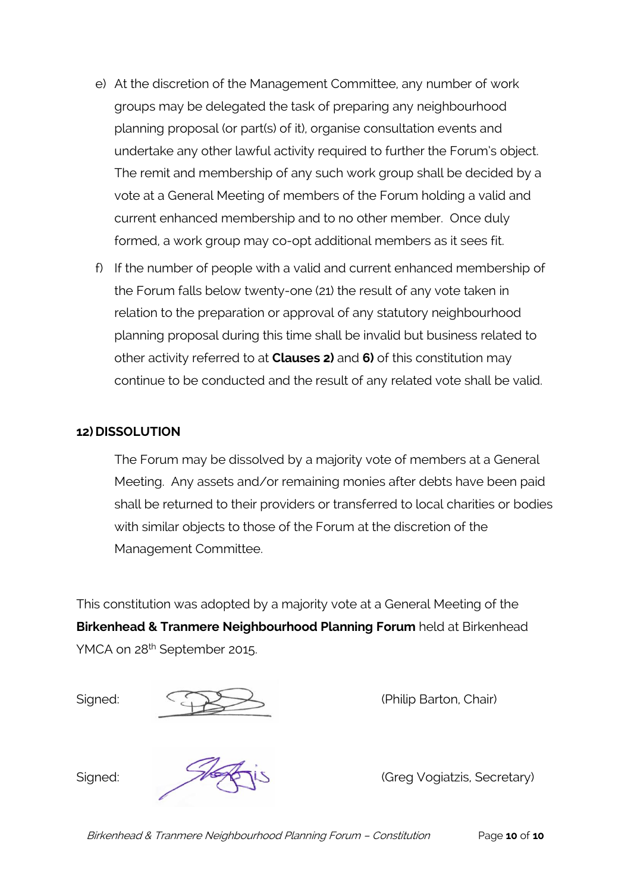e) At the discretion of the Management Committee, any number of work groups may be delegated the task of preparing any neighbourhood planning proposal (or part(s) of it), organise consultation events and undertake any other lawful activity required to further the Forum's object. The remit and membership of any such work group shall be decided by a vote at a General Meeting of members of the Forum holding a valid and current enhanced membership and to no other member. Once duly formed, a work group may co-opt additional members as it sees fit.

f) If the number of people with a valid and current enhanced membership of the Forum falls below twenty-one (21) the result of any vote taken in relation to the preparation or approval of any statutory neighbourhood planning proposal during this time shall be invalid but business related to other activity referred to at **Clauses 2)** and **6)** of this constitution may continue to be conducted and the result of any related vote shall be valid.

## 12) DISSOLUTION

The Forum may be dissolved by a majority vote of members at a General Meeting. Any assets and/or remaining monies after debts have been paid shall be returned to their providers or transferred to local charities or bodies with similar objects to those of the Forum at the discretion of the Management Committee.

This constitution was adopted by a majority vote at a General Meeting of the **Birkenhead & Tranmere Neighbourhood Planning Forum** held at Birkenhead YMCA on 28th September 2015.

Signed: (Philip Barton, Chair)

Signed: (Greg Vogiatzis, Secretary)